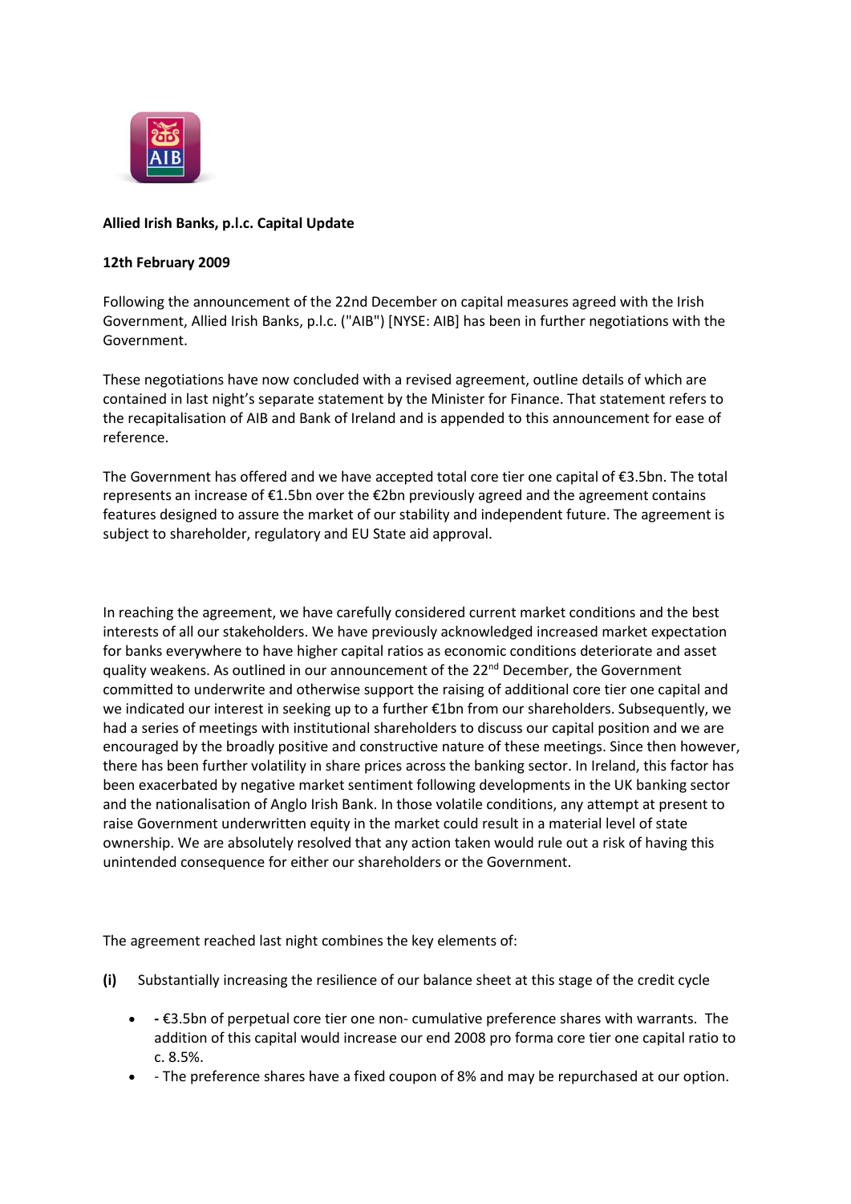**Allied Irish Banks, p.l.c. Capital Update**

**12th February 2009**

Following the announcement of the 22nd December on capital measures agreed with the Irish Government, Allied Irish Banks, p.l.c. ("AIB") [NYSE: AIB] has been in further negotiations with the Government.

These negotiations have now concluded with a revised agreement, outline details of which are contained in last night's separate statement by the Minister for Finance. That statement refers to the recapitalisation of AIB and Bank of Ireland and is appended to this announcement for ease of reference.

The Government has offered and we have accepted total core tier one capital of €3.5bn. The total represents an increase of €1.5bn over the €2bn previously agreed and the agreement contains features designed to assure the market of our stability and independent future. The agreement is subject to shareholder, regulatory and EU State aid approval.

In reaching the agreement, we have carefully considered current market conditions and the best interests of all our stakeholders. We have previously acknowledged increased market expectation for banks everywhere to have higher capital ratios as economic conditions deteriorate and asset quality weakens. As outlined in our announcement of the 22nd December, the Government committed to underwrite and otherwise support the raising of additional core tier one capital and we indicated our interest in seeking up to a further €1bn from our shareholders. Subsequently, we had a series of meetings with institutional shareholders to discuss our capital position and we are encouraged by the broadly positive and constructive nature of these meetings. Since then however, there has been further volatility in share prices across the banking sector. In Ireland, this factor has been exacerbated by negative market sentiment following developments in the UK banking sector and the nationalisation of Anglo Irish Bank. In those volatile conditions, any attempt at present to raise Government underwritten equity in the market could result in a material level of state ownership. We are absolutely resolved that any action taken would rule out a risk of having this unintended consequence for either our shareholders or the Government.

The agreement reached last night combines the key elements of:

**(i)** Substantially increasing the resilience of our balance sheet at this stage of the credit cycle

- **-** €3.5bn of perpetual core tier one non- cumulative preference shares with warrants. The addition of this capital would increase our end 2008 pro forma core tier one capital ratio to c. 8.5%.
- - The preference shares have a fixed coupon of 8% and may be repurchased at our option.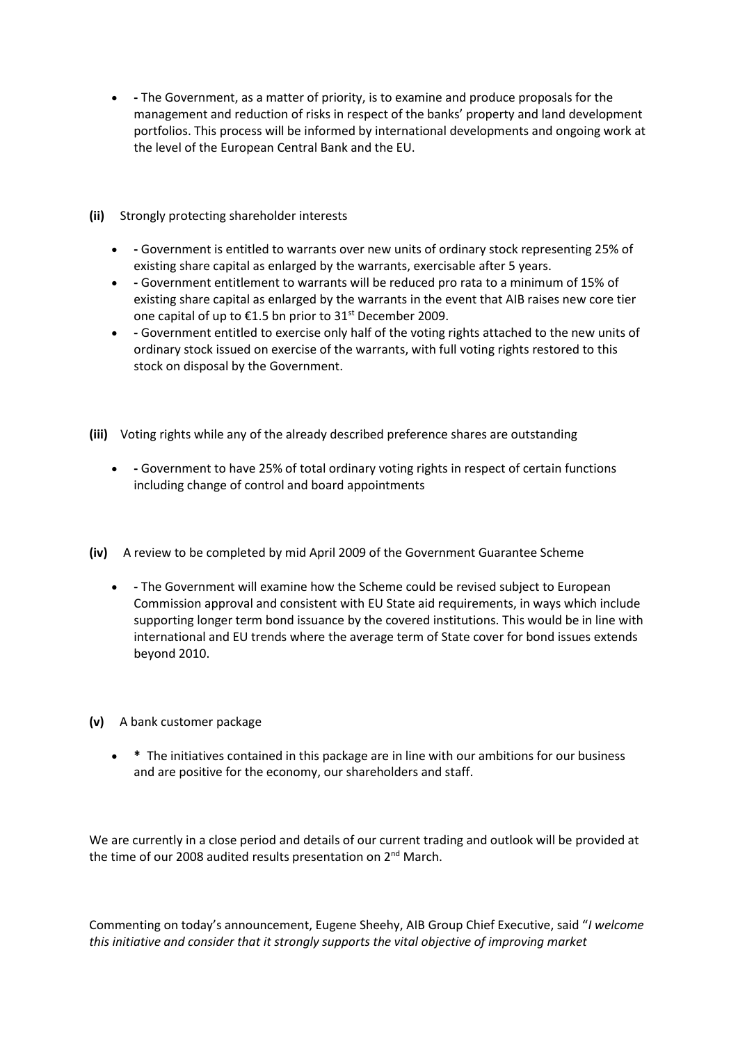- - The Government, as a matter of priority, is to examine and produce proposals for the management and reduction of risks in respect of the banks' property and land development portfolios. This process will be informed by international developments and ongoing work at the level of the European Central Bank and the EU.

**(ii)** Strongly protecting shareholder interests

- - Government is entitled to warrants over new units of ordinary stock representing 25% of existing share capital as enlarged by the warrants, exercisable after 5 years.
- - Government entitlement to warrants will be reduced pro rata to a minimum of 15% of existing share capital as enlarged by the warrants in the event that AIB raises new core tier one capital of up to €1.5 bn prior to 31st December 2009.
- - Government entitled to exercise only half of the voting rights attached to the new units of ordinary stock issued on exercise of the warrants, with full voting rights restored to this stock on disposal by the Government.

**(iii)** Voting rights while any of the already described preference shares are outstanding

- - Government to have 25% of total ordinary voting rights in respect of certain functions including change of control and board appointments

**(iv)** A review to be completed by mid April 2009 of the Government Guarantee Scheme

- - The Government will examine how the Scheme could be revised subject to European Commission approval and consistent with EU State aid requirements, in ways which include supporting longer term bond issuance by the covered institutions. This would be in line with international and EU trends where the average term of State cover for bond issues extends beyond 2010.

**(v)** A bank customer package

- **\*** The initiatives contained in this package are in line with our ambitions for our business and are positive for the economy, our shareholders and staff.

We are currently in a close period and details of our current trading and outlook will be provided at the time of our 2008 audited results presentation on 2nd March.

Commenting on today's announcement, Eugene Sheehy, AIB Group Chief Executive, said "*I welcome this initiative and consider that it strongly supports the vital objective of improving market*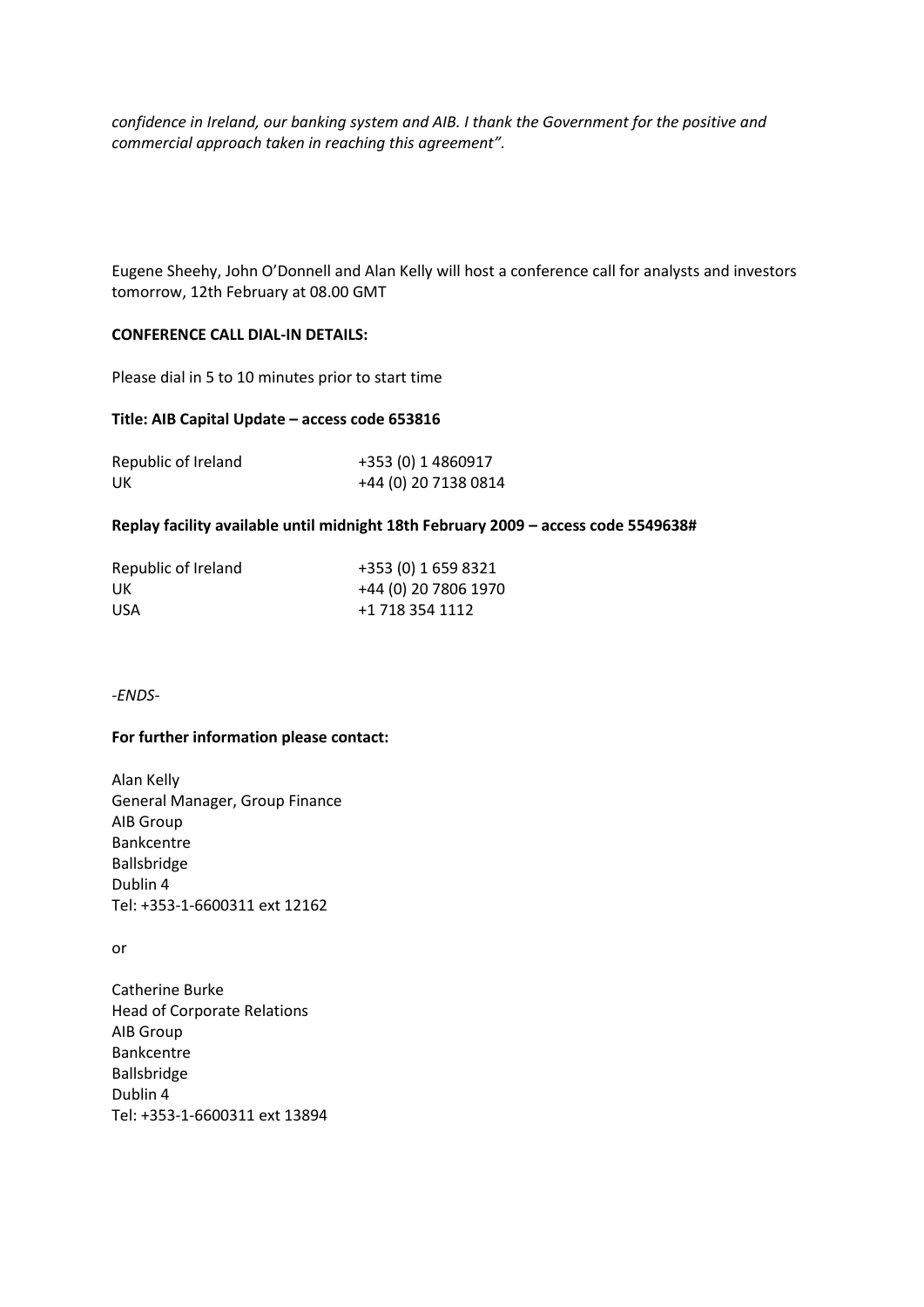*confidence in Ireland, our banking system and AIB. I thank the Government for the positive and commercial approach taken in reaching this agreement".*

Eugene Sheehy, John O'Donnell and Alan Kelly will host a conference call for analysts and investors tomorrow, 12th February at 08.00 GMT

**CONFERENCE CALL DIAL-IN DETAILS:**

Please dial in 5 to 10 minutes prior to start time

**Title: AIB Capital Update – access code 653816**

| | |
|---|---|
| Republic of Ireland | +353 (0) 1 4860917 |
| UK | +44 (0) 20 7138 0814 |

**Replay facility available until midnight 18th February 2009 – access code 5549638#**

| | |
|---|---|
| Republic of Ireland | +353 (0) 1 659 8321 |
| UK | +44 (0) 20 7806 1970 |
| USA | +1 718 354 1112 |

*-ENDS-*

**For further information please contact:**

Alan Kelly
General Manager, Group Finance
AIB Group
Bankcentre
Ballsbridge
Dublin 4
Tel: +353-1-6600311 ext 12162

or

Catherine Burke
Head of Corporate Relations
AIB Group
Bankcentre
Ballsbridge
Dublin 4
Tel: +353-1-6600311 ext 13894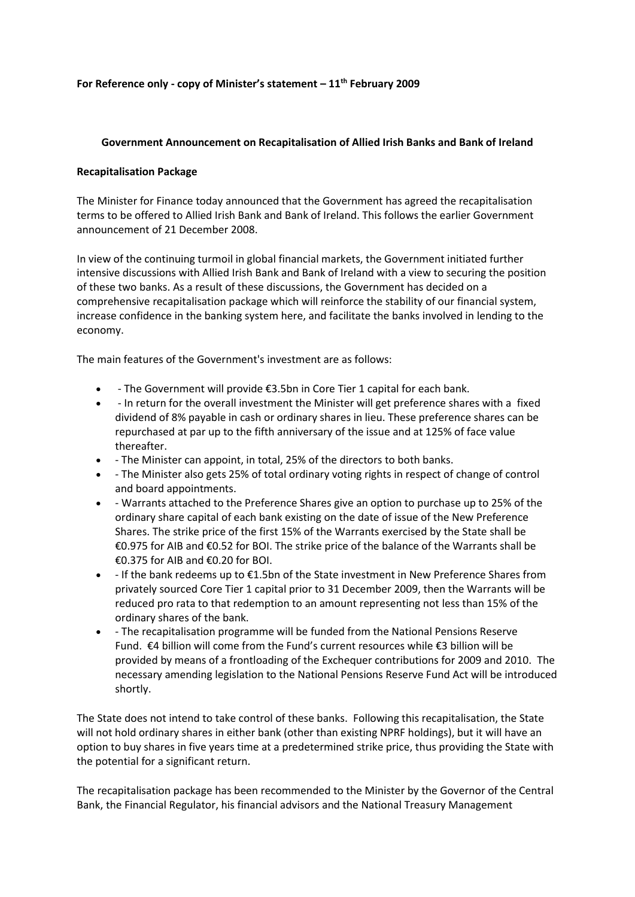**For Reference only - copy of Minister's statement – 11th February 2009**

**Government Announcement on Recapitalisation of Allied Irish Banks and Bank of Ireland**

**Recapitalisation Package**

The Minister for Finance today announced that the Government has agreed the recapitalisation terms to be offered to Allied Irish Bank and Bank of Ireland. This follows the earlier Government announcement of 21 December 2008.

In view of the continuing turmoil in global financial markets, the Government initiated further intensive discussions with Allied Irish Bank and Bank of Ireland with a view to securing the position of these two banks. As a result of these discussions, the Government has decided on a comprehensive recapitalisation package which will reinforce the stability of our financial system, increase confidence in the banking system here, and facilitate the banks involved in lending to the economy.

The main features of the Government's investment are as follows:

- - The Government will provide €3.5bn in Core Tier 1 capital for each bank.
- - In return for the overall investment the Minister will get preference shares with a fixed dividend of 8% payable in cash or ordinary shares in lieu. These preference shares can be repurchased at par up to the fifth anniversary of the issue and at 125% of face value thereafter.
- - The Minister can appoint, in total, 25% of the directors to both banks.
- - The Minister also gets 25% of total ordinary voting rights in respect of change of control and board appointments.
- - Warrants attached to the Preference Shares give an option to purchase up to 25% of the ordinary share capital of each bank existing on the date of issue of the New Preference Shares. The strike price of the first 15% of the Warrants exercised by the State shall be €0.975 for AIB and €0.52 for BOI. The strike price of the balance of the Warrants shall be €0.375 for AIB and €0.20 for BOI.
- - If the bank redeems up to €1.5bn of the State investment in New Preference Shares from privately sourced Core Tier 1 capital prior to 31 December 2009, then the Warrants will be reduced pro rata to that redemption to an amount representing not less than 15% of the ordinary shares of the bank.
- - The recapitalisation programme will be funded from the National Pensions Reserve Fund. €4 billion will come from the Fund's current resources while €3 billion will be provided by means of a frontloading of the Exchequer contributions for 2009 and 2010. The necessary amending legislation to the National Pensions Reserve Fund Act will be introduced shortly.

The State does not intend to take control of these banks. Following this recapitalisation, the State will not hold ordinary shares in either bank (other than existing NPRF holdings), but it will have an option to buy shares in five years time at a predetermined strike price, thus providing the State with the potential for a significant return.

The recapitalisation package has been recommended to the Minister by the Governor of the Central Bank, the Financial Regulator, his financial advisors and the National Treasury Management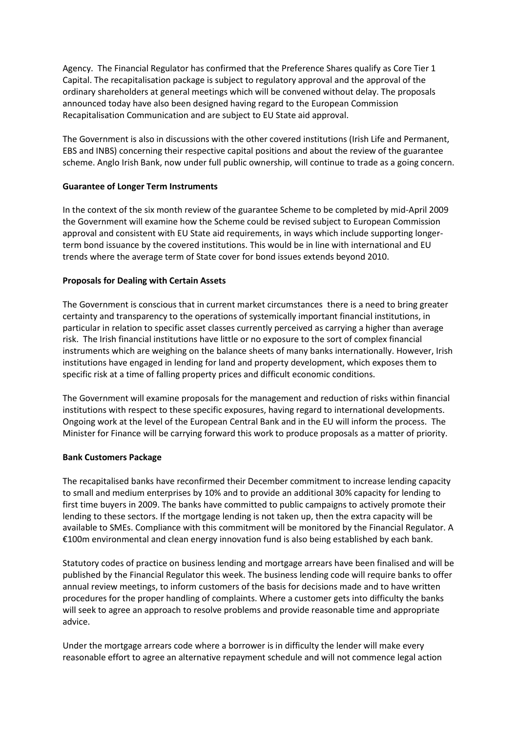Agency. The Financial Regulator has confirmed that the Preference Shares qualify as Core Tier 1 Capital. The recapitalisation package is subject to regulatory approval and the approval of the ordinary shareholders at general meetings which will be convened without delay. The proposals announced today have also been designed having regard to the European Commission Recapitalisation Communication and are subject to EU State aid approval.

The Government is also in discussions with the other covered institutions (Irish Life and Permanent, EBS and INBS) concerning their respective capital positions and about the review of the guarantee scheme. Anglo Irish Bank, now under full public ownership, will continue to trade as a going concern.

**Guarantee of Longer Term Instruments**

In the context of the six month review of the guarantee Scheme to be completed by mid-April 2009 the Government will examine how the Scheme could be revised subject to European Commission approval and consistent with EU State aid requirements, in ways which include supporting longer-term bond issuance by the covered institutions. This would be in line with international and EU trends where the average term of State cover for bond issues extends beyond 2010.

**Proposals for Dealing with Certain Assets**

The Government is conscious that in current market circumstances there is a need to bring greater certainty and transparency to the operations of systemically important financial institutions, in particular in relation to specific asset classes currently perceived as carrying a higher than average risk. The Irish financial institutions have little or no exposure to the sort of complex financial instruments which are weighing on the balance sheets of many banks internationally. However, Irish institutions have engaged in lending for land and property development, which exposes them to specific risk at a time of falling property prices and difficult economic conditions.

The Government will examine proposals for the management and reduction of risks within financial institutions with respect to these specific exposures, having regard to international developments. Ongoing work at the level of the European Central Bank and in the EU will inform the process. The Minister for Finance will be carrying forward this work to produce proposals as a matter of priority.

**Bank Customers Package**

The recapitalised banks have reconfirmed their December commitment to increase lending capacity to small and medium enterprises by 10% and to provide an additional 30% capacity for lending to first time buyers in 2009. The banks have committed to public campaigns to actively promote their lending to these sectors. If the mortgage lending is not taken up, then the extra capacity will be available to SMEs. Compliance with this commitment will be monitored by the Financial Regulator. A €100m environmental and clean energy innovation fund is also being established by each bank.

Statutory codes of practice on business lending and mortgage arrears have been finalised and will be published by the Financial Regulator this week. The business lending code will require banks to offer annual review meetings, to inform customers of the basis for decisions made and to have written procedures for the proper handling of complaints. Where a customer gets into difficulty the banks will seek to agree an approach to resolve problems and provide reasonable time and appropriate advice.

Under the mortgage arrears code where a borrower is in difficulty the lender will make every reasonable effort to agree an alternative repayment schedule and will not commence legal action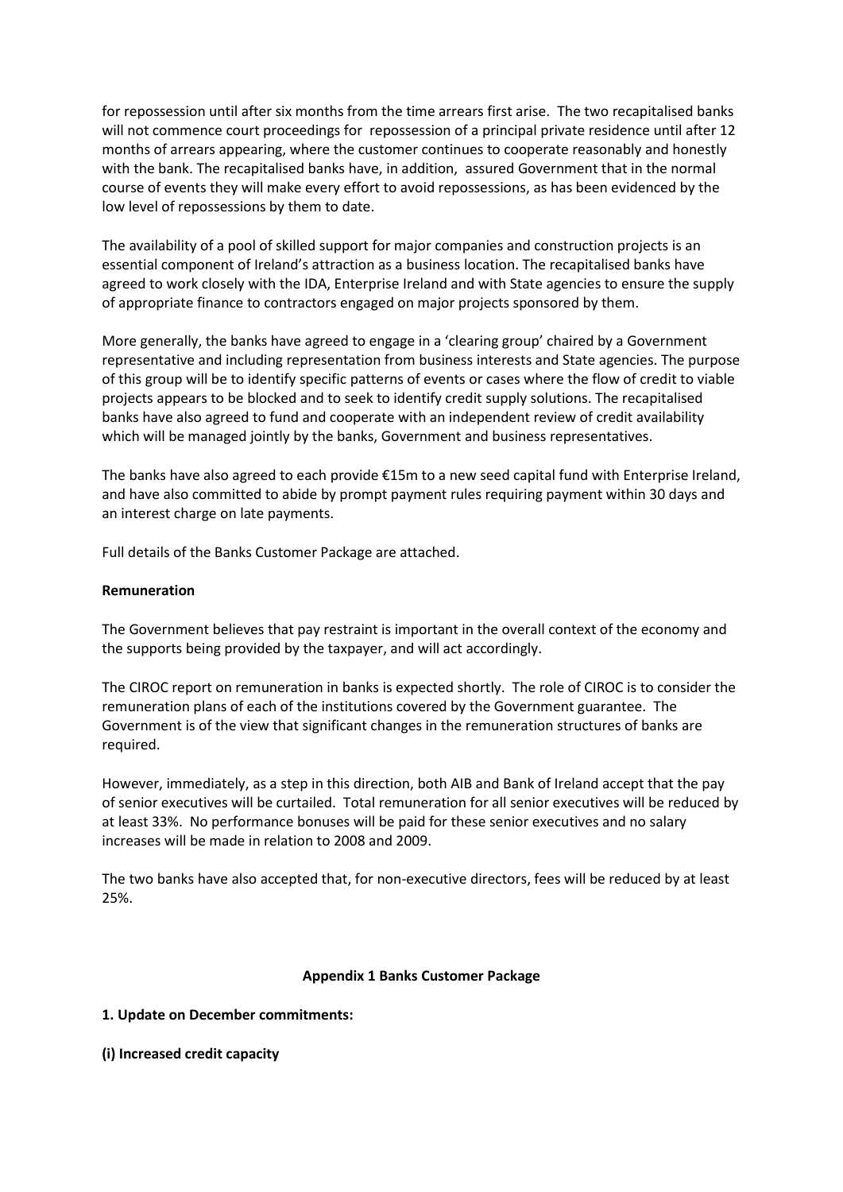for repossession until after six months from the time arrears first arise. The two recapitalised banks will not commence court proceedings for repossession of a principal private residence until after 12 months of arrears appearing, where the customer continues to cooperate reasonably and honestly with the bank. The recapitalised banks have, in addition, assured Government that in the normal course of events they will make every effort to avoid repossessions, as has been evidenced by the low level of repossessions by them to date.

The availability of a pool of skilled support for major companies and construction projects is an essential component of Ireland's attraction as a business location. The recapitalised banks have agreed to work closely with the IDA, Enterprise Ireland and with State agencies to ensure the supply of appropriate finance to contractors engaged on major projects sponsored by them.

More generally, the banks have agreed to engage in a 'clearing group' chaired by a Government representative and including representation from business interests and State agencies. The purpose of this group will be to identify specific patterns of events or cases where the flow of credit to viable projects appears to be blocked and to seek to identify credit supply solutions. The recapitalised banks have also agreed to fund and cooperate with an independent review of credit availability which will be managed jointly by the banks, Government and business representatives.

The banks have also agreed to each provide €15m to a new seed capital fund with Enterprise Ireland, and have also committed to abide by prompt payment rules requiring payment within 30 days and an interest charge on late payments.

Full details of the Banks Customer Package are attached.

**Remuneration**

The Government believes that pay restraint is important in the overall context of the economy and the supports being provided by the taxpayer, and will act accordingly.

The CIROC report on remuneration in banks is expected shortly. The role of CIROC is to consider the remuneration plans of each of the institutions covered by the Government guarantee. The Government is of the view that significant changes in the remuneration structures of banks are required.

However, immediately, as a step in this direction, both AIB and Bank of Ireland accept that the pay of senior executives will be curtailed. Total remuneration for all senior executives will be reduced by at least 33%. No performance bonuses will be paid for these senior executives and no salary increases will be made in relation to 2008 and 2009.

The two banks have also accepted that, for non-executive directors, fees will be reduced by at least 25%.

## Appendix 1 Banks Customer Package

**1. Update on December commitments:**

**(i) Increased credit capacity**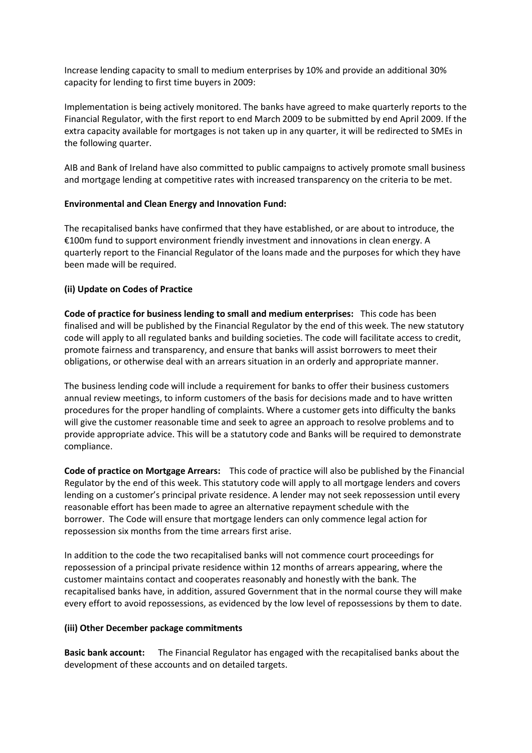Increase lending capacity to small to medium enterprises by 10% and provide an additional 30% capacity for lending to first time buyers in 2009:

Implementation is being actively monitored. The banks have agreed to make quarterly reports to the Financial Regulator, with the first report to end March 2009 to be submitted by end April 2009. If the extra capacity available for mortgages is not taken up in any quarter, it will be redirected to SMEs in the following quarter.

AIB and Bank of Ireland have also committed to public campaigns to actively promote small business and mortgage lending at competitive rates with increased transparency on the criteria to be met.

**Environmental and Clean Energy and Innovation Fund:**

The recapitalised banks have confirmed that they have established, or are about to introduce, the €100m fund to support environment friendly investment and innovations in clean energy. A quarterly report to the Financial Regulator of the loans made and the purposes for which they have been made will be required.

**(ii) Update on Codes of Practice**

**Code of practice for business lending to small and medium enterprises:** This code has been finalised and will be published by the Financial Regulator by the end of this week. The new statutory code will apply to all regulated banks and building societies. The code will facilitate access to credit, promote fairness and transparency, and ensure that banks will assist borrowers to meet their obligations, or otherwise deal with an arrears situation in an orderly and appropriate manner.

The business lending code will include a requirement for banks to offer their business customers annual review meetings, to inform customers of the basis for decisions made and to have written procedures for the proper handling of complaints. Where a customer gets into difficulty the banks will give the customer reasonable time and seek to agree an approach to resolve problems and to provide appropriate advice. This will be a statutory code and Banks will be required to demonstrate compliance.

**Code of practice on Mortgage Arrears:** This code of practice will also be published by the Financial Regulator by the end of this week. This statutory code will apply to all mortgage lenders and covers lending on a customer's principal private residence. A lender may not seek repossession until every reasonable effort has been made to agree an alternative repayment schedule with the borrower. The Code will ensure that mortgage lenders can only commence legal action for repossession six months from the time arrears first arise.

In addition to the code the two recapitalised banks will not commence court proceedings for repossession of a principal private residence within 12 months of arrears appearing, where the customer maintains contact and cooperates reasonably and honestly with the bank. The recapitalised banks have, in addition, assured Government that in the normal course they will make every effort to avoid repossessions, as evidenced by the low level of repossessions by them to date.

**(iii) Other December package commitments**

**Basic bank account:** The Financial Regulator has engaged with the recapitalised banks about the development of these accounts and on detailed targets.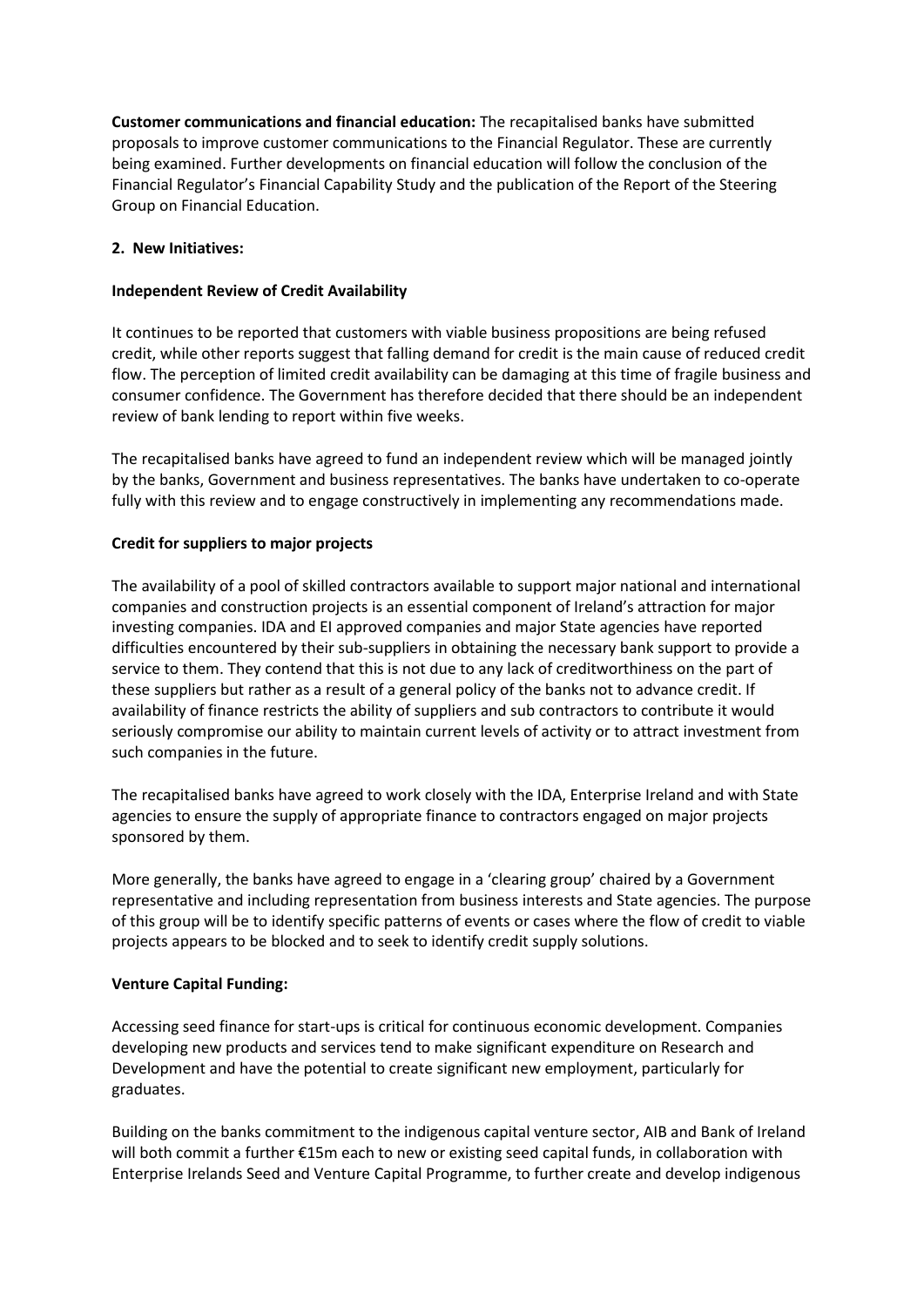**Customer communications and financial education:** The recapitalised banks have submitted proposals to improve customer communications to the Financial Regulator. These are currently being examined. Further developments on financial education will follow the conclusion of the Financial Regulator's Financial Capability Study and the publication of the Report of the Steering Group on Financial Education.

**2. New Initiatives:**

**Independent Review of Credit Availability**

It continues to be reported that customers with viable business propositions are being refused credit, while other reports suggest that falling demand for credit is the main cause of reduced credit flow. The perception of limited credit availability can be damaging at this time of fragile business and consumer confidence. The Government has therefore decided that there should be an independent review of bank lending to report within five weeks.

The recapitalised banks have agreed to fund an independent review which will be managed jointly by the banks, Government and business representatives. The banks have undertaken to co-operate fully with this review and to engage constructively in implementing any recommendations made.

**Credit for suppliers to major projects**

The availability of a pool of skilled contractors available to support major national and international companies and construction projects is an essential component of Ireland's attraction for major investing companies. IDA and EI approved companies and major State agencies have reported difficulties encountered by their sub-suppliers in obtaining the necessary bank support to provide a service to them. They contend that this is not due to any lack of creditworthiness on the part of these suppliers but rather as a result of a general policy of the banks not to advance credit. If availability of finance restricts the ability of suppliers and sub contractors to contribute it would seriously compromise our ability to maintain current levels of activity or to attract investment from such companies in the future.

The recapitalised banks have agreed to work closely with the IDA, Enterprise Ireland and with State agencies to ensure the supply of appropriate finance to contractors engaged on major projects sponsored by them.

More generally, the banks have agreed to engage in a 'clearing group' chaired by a Government representative and including representation from business interests and State agencies. The purpose of this group will be to identify specific patterns of events or cases where the flow of credit to viable projects appears to be blocked and to seek to identify credit supply solutions.

**Venture Capital Funding:**

Accessing seed finance for start-ups is critical for continuous economic development. Companies developing new products and services tend to make significant expenditure on Research and Development and have the potential to create significant new employment, particularly for graduates.

Building on the banks commitment to the indigenous capital venture sector, AIB and Bank of Ireland will both commit a further €15m each to new or existing seed capital funds, in collaboration with Enterprise Irelands Seed and Venture Capital Programme, to further create and develop indigenous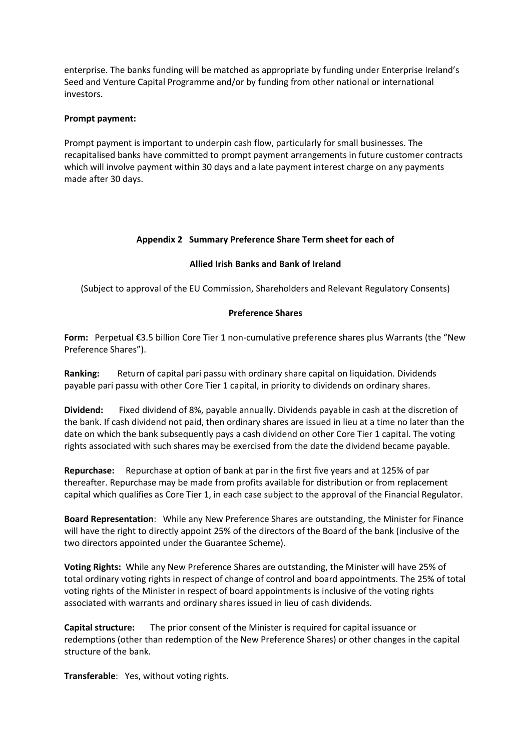enterprise. The banks funding will be matched as appropriate by funding under Enterprise Ireland's Seed and Venture Capital Programme and/or by funding from other national or international investors.

**Prompt payment:**

Prompt payment is important to underpin cash flow, particularly for small businesses. The recapitalised banks have committed to prompt payment arrangements in future customer contracts which will involve payment within 30 days and a late payment interest charge on any payments made after 30 days.

## Appendix 2 Summary Preference Share Term sheet for each of

## Allied Irish Banks and Bank of Ireland

(Subject to approval of the EU Commission, Shareholders and Relevant Regulatory Consents)

### Preference Shares

**Form:** Perpetual €3.5 billion Core Tier 1 non-cumulative preference shares plus Warrants (the "New Preference Shares").

**Ranking:** Return of capital pari passu with ordinary share capital on liquidation. Dividends payable pari passu with other Core Tier 1 capital, in priority to dividends on ordinary shares.

**Dividend:** Fixed dividend of 8%, payable annually. Dividends payable in cash at the discretion of the bank. If cash dividend not paid, then ordinary shares are issued in lieu at a time no later than the date on which the bank subsequently pays a cash dividend on other Core Tier 1 capital. The voting rights associated with such shares may be exercised from the date the dividend became payable.

**Repurchase:** Repurchase at option of bank at par in the first five years and at 125% of par thereafter. Repurchase may be made from profits available for distribution or from replacement capital which qualifies as Core Tier 1, in each case subject to the approval of the Financial Regulator.

**Board Representation**: While any New Preference Shares are outstanding, the Minister for Finance will have the right to directly appoint 25% of the directors of the Board of the bank (inclusive of the two directors appointed under the Guarantee Scheme).

**Voting Rights:** While any New Preference Shares are outstanding, the Minister will have 25% of total ordinary voting rights in respect of change of control and board appointments. The 25% of total voting rights of the Minister in respect of board appointments is inclusive of the voting rights associated with warrants and ordinary shares issued in lieu of cash dividends.

**Capital structure:** The prior consent of the Minister is required for capital issuance or redemptions (other than redemption of the New Preference Shares) or other changes in the capital structure of the bank.

**Transferable**: Yes, without voting rights.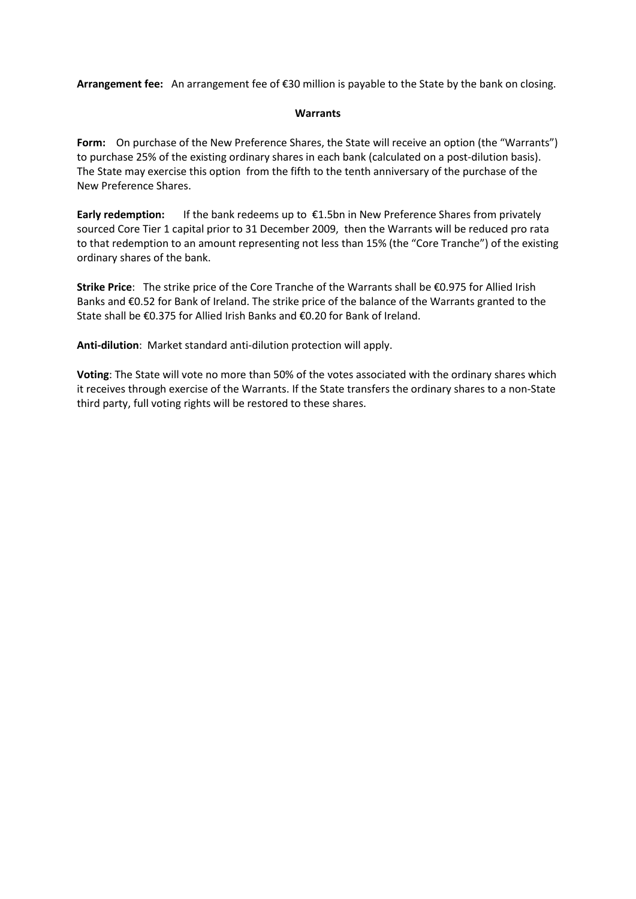**Arrangement fee:** An arrangement fee of €30 million is payable to the State by the bank on closing.

**Warrants**

**Form:** On purchase of the New Preference Shares, the State will receive an option (the "Warrants") to purchase 25% of the existing ordinary shares in each bank (calculated on a post-dilution basis). The State may exercise this option from the fifth to the tenth anniversary of the purchase of the New Preference Shares.

**Early redemption:** If the bank redeems up to €1.5bn in New Preference Shares from privately sourced Core Tier 1 capital prior to 31 December 2009, then the Warrants will be reduced pro rata to that redemption to an amount representing not less than 15% (the "Core Tranche") of the existing ordinary shares of the bank.

**Strike Price**: The strike price of the Core Tranche of the Warrants shall be €0.975 for Allied Irish Banks and €0.52 for Bank of Ireland. The strike price of the balance of the Warrants granted to the State shall be €0.375 for Allied Irish Banks and €0.20 for Bank of Ireland.

**Anti-dilution**: Market standard anti-dilution protection will apply.

**Voting**: The State will vote no more than 50% of the votes associated with the ordinary shares which it receives through exercise of the Warrants. If the State transfers the ordinary shares to a non-State third party, full voting rights will be restored to these shares.